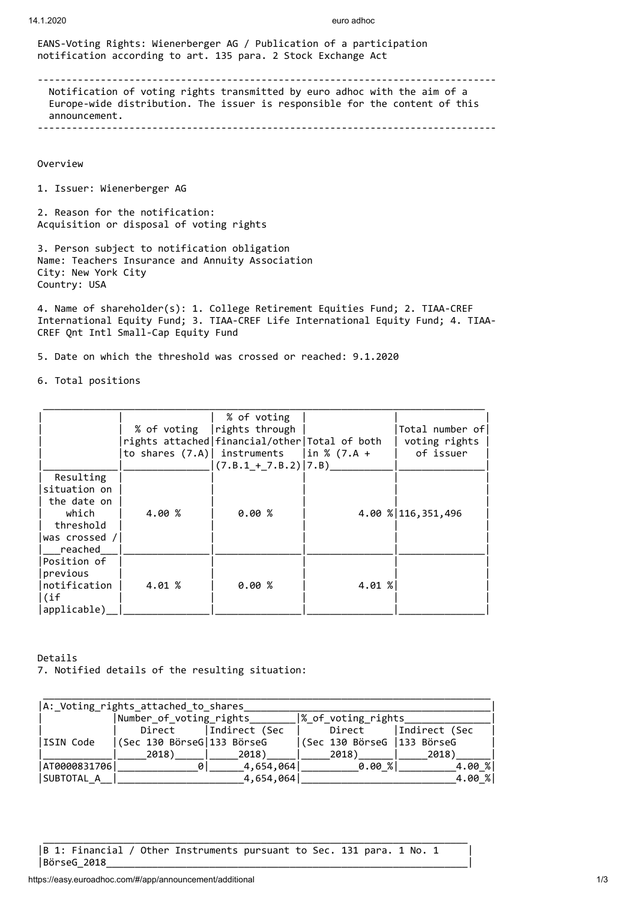EANS-Voting Rights: Wienerberger AG / Publication of a participation notification according to art. 135 para. 2 Stock Exchange Act

---

Notification of voting rights transmitted by euro adhoc with the aim of a Europe-wide distribution. The issuer is responsible for the content of this announcement.

---

Overview

1. Issuer: Wienerberger AG

2. Reason for the notification:
Acquisition or disposal of voting rights

3. Person subject to notification obligation
Name: Teachers Insurance and Annuity Association
City: New York City
Country: USA

4. Name of shareholder(s): 1. College Retirement Equities Fund; 2. TIAA-CREF International Equity Fund; 3. TIAA-CREF Life International Equity Fund; 4. TIAA-CREF Qnt Intl Small-Cap Equity Fund

5. Date on which the threshold was crossed or reached: 9.1.2020

6. Total positions

| | % of voting rights attached to shares (7.A) | % of voting rights through financial/other instruments (7.B.1 + 7.B.2) | Total of both in % (7.A + 7.B) | Total number of voting rights of issuer |
|---|---|---|---|---|
| Resulting situation on the date on which threshold was crossed / reached | 4.00 % | 0.00 % | 4.00 % | 116,351,496 |
| Position of previous notification (if applicable) | 4.01 % | 0.00 % | 4.01 % | |

Details
7. Notified details of the resulting situation:

| A: Voting rights attached to shares | | | | |
|---|---|---|---|---|
| | Number of voting rights | | % of voting rights | |
| ISIN Code | Direct (Sec 130 BörseG 2018) | Indirect (Sec 133 BörseG 2018) | Direct (Sec 130 BörseG 2018) | Indirect (Sec 133 BörseG 2018) |
| AT0000831706 | 0 | 4,654,064 | 0.00 % | 4.00 % |
| SUBTOTAL A | | 4,654,064 | | 4.00 % |

B 1: Financial / Other Instruments pursuant to Sec. 131 para. 1 No. 1 BörseG 2018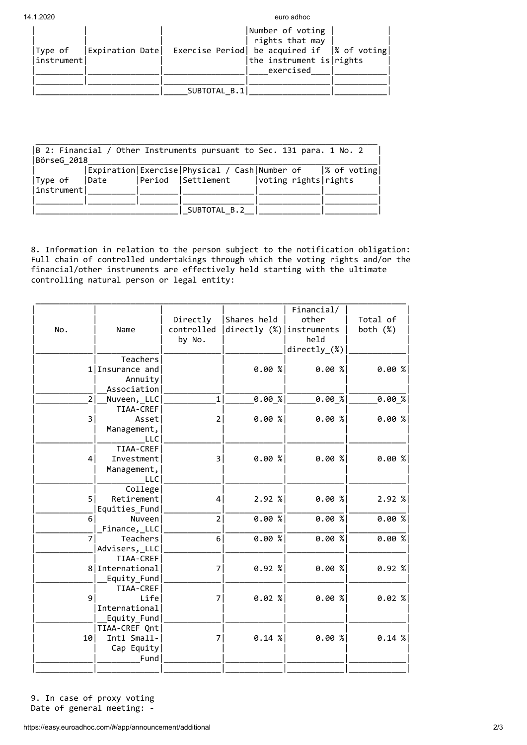| Type of instrument | Expiration Date | Exercise Period | Number of voting rights that may be acquired if the instrument is exercised | % of voting rights |
|---|---|---|---|---|
| | | | | |
| | | SUBTOTAL B.1 | | |

| B 2: Financial / Other Instruments pursuant to Sec. 131 para. 1 No. 2 BörseG 2018 | | | | | |
|---|---|---|---|---|---|
| Type of instrument | Expiration Date | Exercise Period | Physical / Cash Settlement | Number of voting rights | % of voting rights |
| | | | | | |
| | | | SUBTOTAL B.2 | | |

8. Information in relation to the person subject to the notification obligation:
Full chain of controlled undertakings through which the voting rights and/or the financial/other instruments are effectively held starting with the ultimate controlling natural person or legal entity:

| No. | Name | Directly controlled by No. | Shares held directly (%) | Financial/ other instruments held directly (%) | Total of both (%) |
|---|---|---|---|---|---|
| 1 | Teachers Insurance and Annuity Association | | 0.00 % | 0.00 % | 0.00 % |
| 2 | Nuveen, LLC | 1 | 0.00 % | 0.00 % | 0.00 % |
| 3 | TIAA-CREF Asset Management, LLC | 2 | 0.00 % | 0.00 % | 0.00 % |
| 4 | TIAA-CREF Investment Management, LLC | 3 | 0.00 % | 0.00 % | 0.00 % |
| 5 | College Retirement Equities Fund | 4 | 2.92 % | 0.00 % | 2.92 % |
| 6 | Nuveen Finance, LLC | 2 | 0.00 % | 0.00 % | 0.00 % |
| 7 | Teachers Advisers, LLC | 6 | 0.00 % | 0.00 % | 0.00 % |
| 8 | TIAA-CREF International Equity Fund | 7 | 0.92 % | 0.00 % | 0.92 % |
| 9 | TIAA-CREF Life International Equity Fund | 7 | 0.02 % | 0.00 % | 0.02 % |
| 10 | TIAA-CREF Qnt Intl Small-Cap Equity Fund | 7 | 0.14 % | 0.00 % | 0.14 % |
| | | | | | |

9. In case of proxy voting
Date of general meeting: -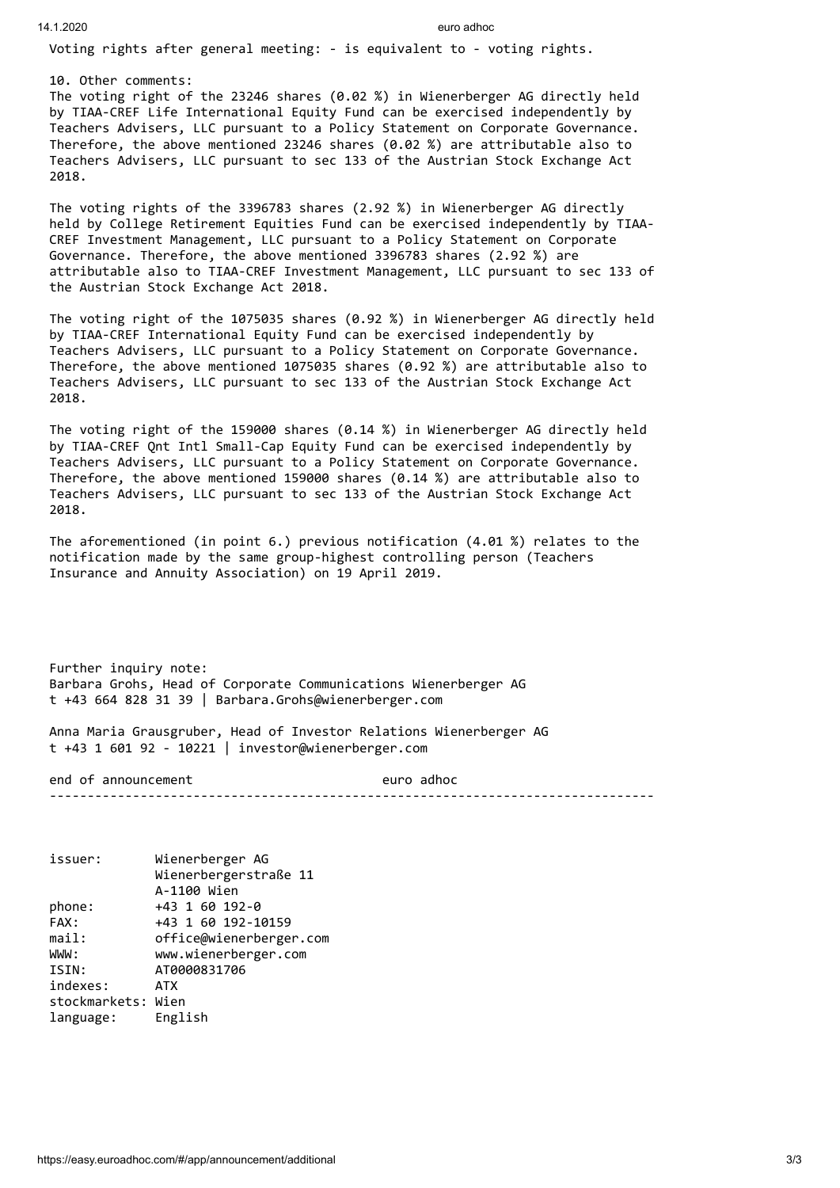Voting rights after general meeting: - is equivalent to - voting rights.

10. Other comments:
The voting right of the 23246 shares (0.02 %) in Wienerberger AG directly held by TIAA-CREF Life International Equity Fund can be exercised independently by Teachers Advisers, LLC pursuant to a Policy Statement on Corporate Governance. Therefore, the above mentioned 23246 shares (0.02 %) are attributable also to Teachers Advisers, LLC pursuant to sec 133 of the Austrian Stock Exchange Act 2018.

The voting rights of the 3396783 shares (2.92 %) in Wienerberger AG directly held by College Retirement Equities Fund can be exercised independently by TIAA-CREF Investment Management, LLC pursuant to a Policy Statement on Corporate Governance. Therefore, the above mentioned 3396783 shares (2.92 %) are attributable also to TIAA-CREF Investment Management, LLC pursuant to sec 133 of the Austrian Stock Exchange Act 2018.

The voting right of the 1075035 shares (0.92 %) in Wienerberger AG directly held by TIAA-CREF International Equity Fund can be exercised independently by Teachers Advisers, LLC pursuant to a Policy Statement on Corporate Governance. Therefore, the above mentioned 1075035 shares (0.92 %) are attributable also to Teachers Advisers, LLC pursuant to sec 133 of the Austrian Stock Exchange Act 2018.

The voting right of the 159000 shares (0.14 %) in Wienerberger AG directly held by TIAA-CREF Qnt Intl Small-Cap Equity Fund can be exercised independently by Teachers Advisers, LLC pursuant to a Policy Statement on Corporate Governance. Therefore, the above mentioned 159000 shares (0.14 %) are attributable also to Teachers Advisers, LLC pursuant to sec 133 of the Austrian Stock Exchange Act 2018.

The aforementioned (in point 6.) previous notification (4.01 %) relates to the notification made by the same group-highest controlling person (Teachers Insurance and Annuity Association) on 19 April 2019.

Further inquiry note:
Barbara Grohs, Head of Corporate Communications Wienerberger AG
t +43 664 828 31 39 | Barbara.Grohs@wienerberger.com

Anna Maria Grausgruber, Head of Investor Relations Wienerberger AG
t +43 1 601 92 - 10221 | investor@wienerberger.com

end of announcement euro adhoc

---

| | |
|---|---|
| issuer: | Wienerberger AG<br>Wienerbergerstraße 11<br>A-1100 Wien |
| phone: | +43 1 60 192-0 |
| FAX: | +43 1 60 192-10159 |
| mail: | office@wienerberger.com |
| WWW: | www.wienerberger.com |
| ISIN: | AT0000831706 |
| indexes: | ATX |
| stockmarkets: | Wien |
| language: | English |